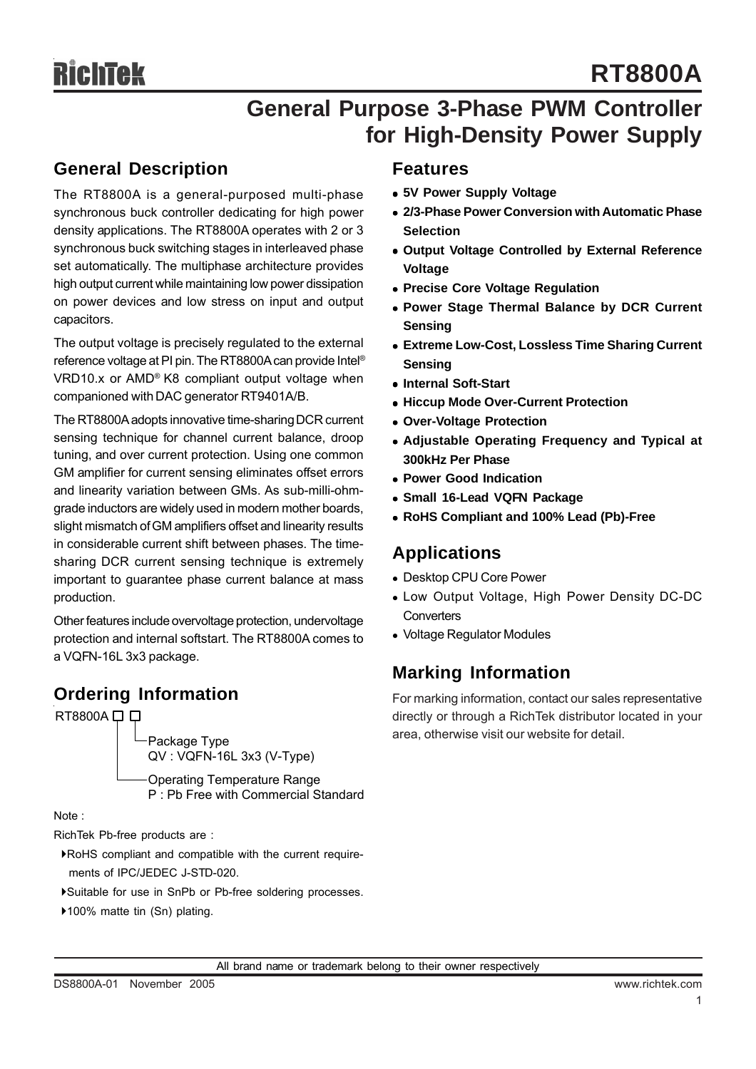# RT8800A

## General Purpose 3-Phase PWM Controller for High-Density Power Supply

## General Description

The RT8800A is a general-purposed multi-phase synchronous buck controller dedicating for high power density applications. The RT8800A operates with 2 or 3 synchronous buck switching stages in interleaved phase set automatically. The multiphase architecture provides high output current while maintaining low power dissipation on power devices and low stress on input and output capacitors.

The output voltage is precisely regulated to the external reference voltage at PI pin. The RT8800A can provide Intel® VRD10.x or AMD® K8 compliant output voltage when companioned with DAC generator RT9401A/B.

The RT8800A adopts innovative time-sharing DCR current sensing technique for channel current balance, droop tuning, and over current protection. Using one common GM amplifier for current sensing eliminates offset errors and linearity variation between GMs. As sub-milli-ohm-grade inductors are widely used in modern mother boards, slight mismatch of GM amplifiers offset and linearity results in considerable current shift between phases. The time-sharing DCR current sensing technique is extremely important to guarantee phase current balance at mass production.

Other features include overvoltage protection, undervoltage protection and internal softstart. The RT8800A comes to a VQFN-16L 3x3 package.

## Ordering Information

```
RT8800A □ □
          │ └─Package Type
          │   QV : VQFN-16L 3x3 (V-Type)
          └───Operating Temperature Range
              P : Pb Free with Commercial Standard
```

Note :

RichTek Pb-free products are :

- RoHS compliant and compatible with the current requirements of IPC/JEDEC J-STD-020.
- Suitable for use in SnPb or Pb-free soldering processes.
- 100% matte tin (Sn) plating.

## Features

- **5V Power Supply Voltage**
- **2/3-Phase Power Conversion with Automatic Phase Selection**
- **Output Voltage Controlled by External Reference Voltage**
- **Precise Core Voltage Regulation**
- **Power Stage Thermal Balance by DCR Current Sensing**
- **Extreme Low-Cost, Lossless Time Sharing Current Sensing**
- **Internal Soft-Start**
- **Hiccup Mode Over-Current Protection**
- **Over-Voltage Protection**
- **Adjustable Operating Frequency and Typical at 300kHz Per Phase**
- **Power Good Indication**
- **Small 16-Lead VQFN Package**
- **RoHS Compliant and 100% Lead (Pb)-Free**

## Applications

- Desktop CPU Core Power
- Low Output Voltage, High Power Density DC-DC Converters
- Voltage Regulator Modules

## Marking Information

For marking information, contact our sales representative directly or through a RichTek distributor located in your area, otherwise visit our website for detail.

All brand name or trademark belong to their owner respectively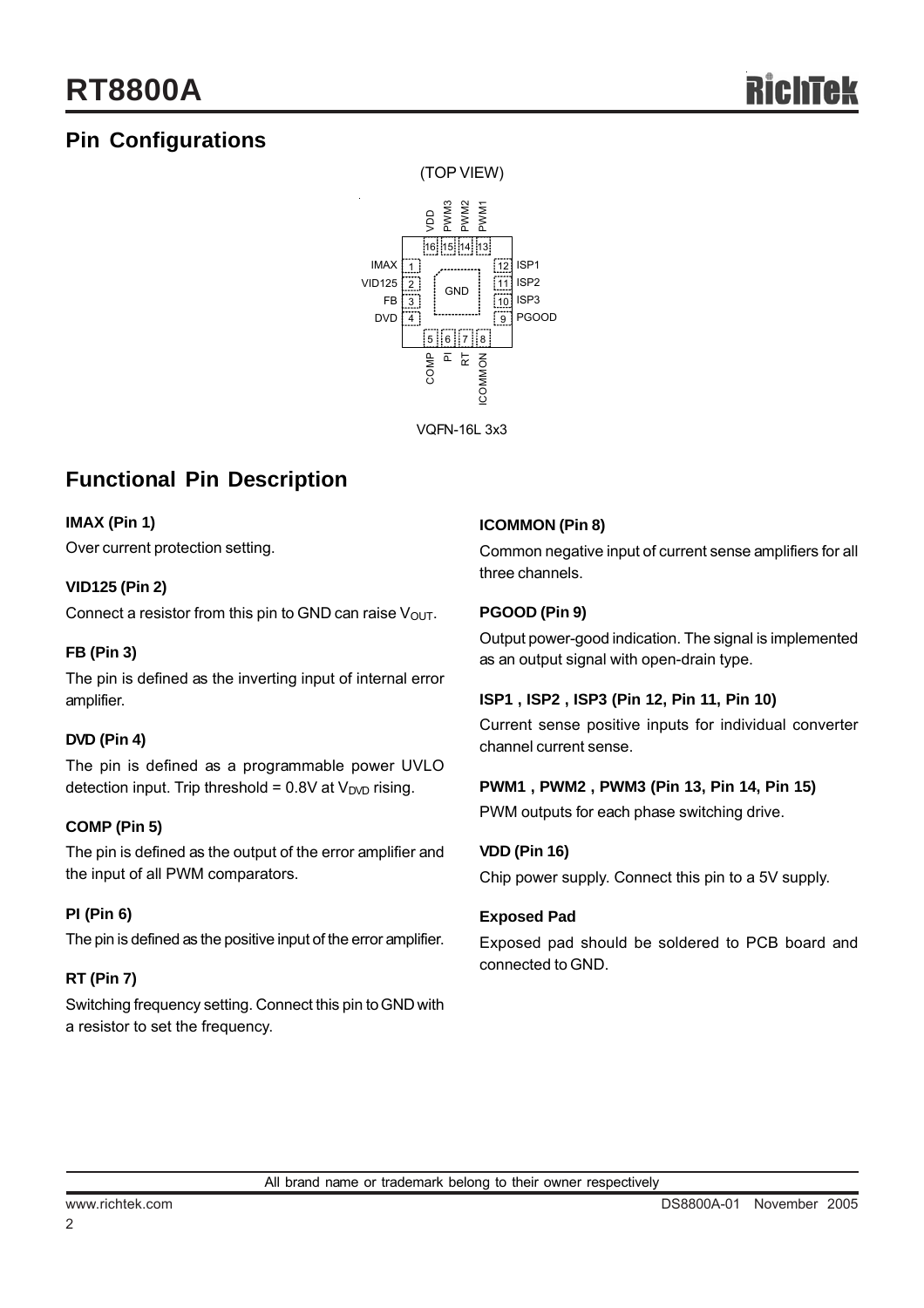## Pin Configurations

(TOP VIEW)

VQFN-16L 3x3

## Functional Pin Description

**IMAX (Pin 1)**

Over current protection setting.

**VID125 (Pin 2)**

Connect a resistor from this pin to GND can raise $V_{OUT}$.

**FB (Pin 3)**

The pin is defined as the inverting input of internal error amplifier.

**DVD (Pin 4)**

The pin is defined as a programmable power UVLO detection input. Trip threshold = 0.8V at $V_{DVD}$ rising.

**COMP (Pin 5)**

The pin is defined as the output of the error amplifier and the input of all PWM comparators.

**PI (Pin 6)**

The pin is defined as the positive input of the error amplifier.

**RT (Pin 7)**

Switching frequency setting. Connect this pin to GND with a resistor to set the frequency.

**ICOMMON (Pin 8)**

Common negative input of current sense amplifiers for all three channels.

**PGOOD (Pin 9)**

Output power-good indication. The signal is implemented as an output signal with open-drain type.

**ISP1 , ISP2 , ISP3 (Pin 12, Pin 11, Pin 10)**

Current sense positive inputs for individual converter channel current sense.

**PWM1 , PWM2 , PWM3 (Pin 13, Pin 14, Pin 15)**

PWM outputs for each phase switching drive.

**VDD (Pin 16)**

Chip power supply. Connect this pin to a 5V supply.

**Exposed Pad**

Exposed pad should be soldered to PCB board and connected to GND.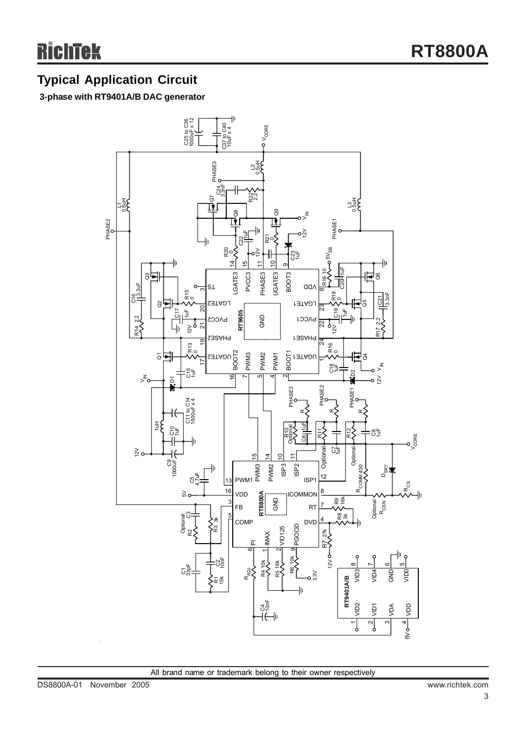## Typical Application Circuit

**3-phase with RT9401A/B DAC generator**

All brand name or trademark belong to their owner respectively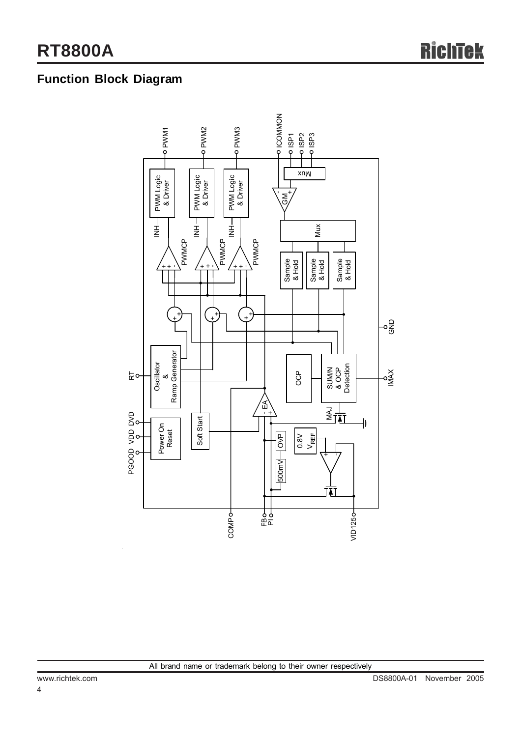## Function Block Diagram

PWM1 PWM2 PWM3 ICOMMON ISP1 ISP2 ISP3

PWM Logic & Driver, PWM Logic & Driver, PWM Logic & Driver, INH, PWMCP, Mux, GM, Sample & Hold, Oscillator & Ramp Generator, OCP, SUM/N & OCP Detection, EA, MAJ, Power On Reset, Soft Start, OVP, 500mV, 0.8V $V_{REF}$

RT, PGOOD, VDD, DVD, GND, IMAX, COMP, FB, PI, VID125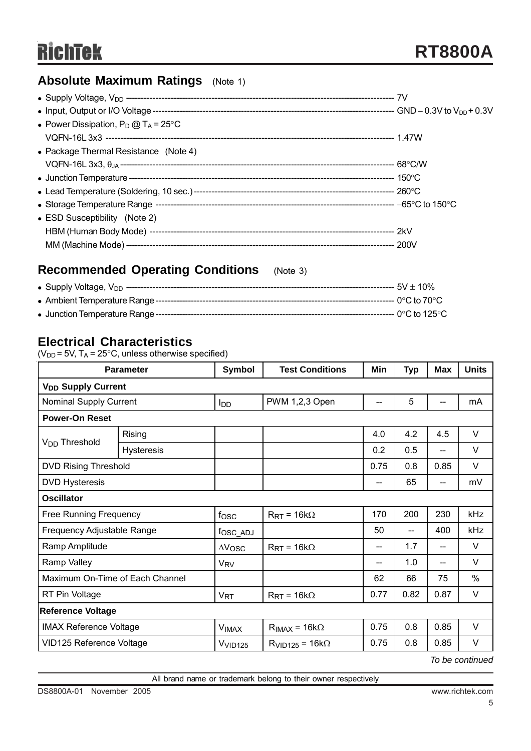## Absolute Maximum Ratings (Note 1)

- Supply Voltage, $V_{DD}$ ---------- 7V
- Input, Output or I/O Voltage ---------- GND − 0.3V to $V_{DD}$ + 0.3V
- Power Dissipation, $P_D$ @ $T_A$ = 25°C
  VQFN-16L 3x3 ---------- 1.47W
- Package Thermal Resistance (Note 4)
  VQFN-16L 3x3, $\theta_{JA}$ ---------- 68°C/W
- Junction Temperature ---------- 150°C
- Lead Temperature (Soldering, 10 sec.) ---------- 260°C
- Storage Temperature Range ---------- −65°C to 150°C
- ESD Susceptibility (Note 2)
  HBM (Human Body Mode) ---------- 2kV
  MM (Machine Mode) ---------- 200V

## Recommended Operating Conditions (Note 3)

- Supply Voltage, $V_{DD}$ ---------- 5V ± 10%
- Ambient Temperature Range ---------- 0°C to 70°C
- Junction Temperature Range ---------- 0°C to 125°C

## Electrical Characteristics

($V_{DD}$ = 5V, $T_A$ = 25°C, unless otherwise specified)

| Parameter | | Symbol | Test Conditions | Min | Typ | Max | Units |
|---|---|---|---|---|---|---|---|
| **$V_{DD}$ Supply Current** | | | | | | | |
| Nominal Supply Current | | $I_{DD}$ | PWM 1,2,3 Open | -- | 5 | -- | mA |
| **Power-On Reset** | | | | | | | |
| $V_{DD}$ Threshold | Rising | | | 4.0 | 4.2 | 4.5 | V |
| | Hysteresis | | | 0.2 | 0.5 | -- | V |
| DVD Rising Threshold | | | | 0.75 | 0.8 | 0.85 | V |
| DVD Hysteresis | | | | -- | 65 | -- | mV |
| **Oscillator** | | | | | | | |
| Free Running Frequency | | $f_{OSC}$ | $R_{RT}$ = 16kΩ | 170 | 200 | 230 | kHz |
| Frequency Adjustable Range | | $f_{OSC\_ADJ}$ | | 50 | -- | 400 | kHz |
| Ramp Amplitude | | $\Delta V_{OSC}$ | $R_{RT}$ = 16kΩ | -- | 1.7 | -- | V |
| Ramp Valley | | $V_{RV}$ | | -- | 1.0 | -- | V |
| Maximum On-Time of Each Channel | | | | 62 | 66 | 75 | % |
| RT Pin Voltage | | $V_{RT}$ | $R_{RT}$ = 16kΩ | 0.77 | 0.82 | 0.87 | V |
| **Reference Voltage** | | | | | | | |
| IMAX Reference Voltage | | $V_{IMAX}$ | $R_{IMAX}$ = 16kΩ | 0.75 | 0.8 | 0.85 | V |
| VID125 Reference Voltage | | $V_{VID125}$ | $R_{VID125}$ = 16kΩ | 0.75 | 0.8 | 0.85 | V |

*To be continued*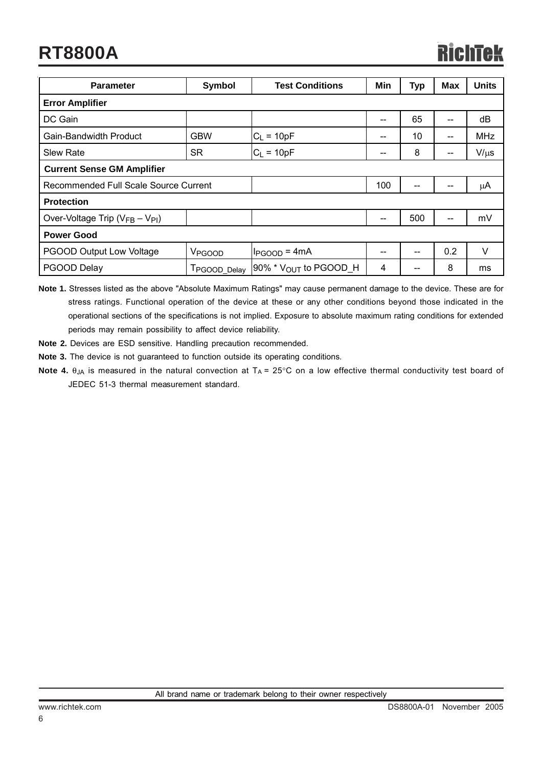| Parameter | Symbol | Test Conditions | Min | Typ | Max | Units |
|---|---|---|---|---|---|---|
| **Error Amplifier** | | | | | | |
| DC Gain | | | -- | 65 | -- | dB |
| Gain-Bandwidth Product | GBW | $C_L$ = 10pF | -- | 10 | -- | MHz |
| Slew Rate | SR | $C_L$ = 10pF | -- | 8 | -- | V/μs |
| **Current Sense GM Amplifier** | | | | | | |
| Recommended Full Scale Source Current | | | 100 | -- | -- | μA |
| **Protection** | | | | | | |
| Over-Voltage Trip ($V_{FB}$ – $V_{PI}$) | | | -- | 500 | -- | mV |
| **Power Good** | | | | | | |
| PGOOD Output Low Voltage | $V_{PGOOD}$ | $I_{PGOOD}$ = 4mA | -- | -- | 0.2 | V |
| PGOOD Delay | $T_{PGOOD\_Delay}$ | 90% * $V_{OUT}$ to PGOOD_H | 4 | -- | 8 | ms |

**Note 1.** Stresses listed as the above "Absolute Maximum Ratings" may cause permanent damage to the device. These are for stress ratings. Functional operation of the device at these or any other conditions beyond those indicated in the operational sections of the specifications is not implied. Exposure to absolute maximum rating conditions for extended periods may remain possibility to affect device reliability.

**Note 2.** Devices are ESD sensitive. Handling precaution recommended.

**Note 3.** The device is not guaranteed to function outside its operating conditions.

**Note 4.** $\theta_{JA}$ is measured in the natural convection at $T_A$ = 25°C on a low effective thermal conductivity test board of JEDEC 51-3 thermal measurement standard.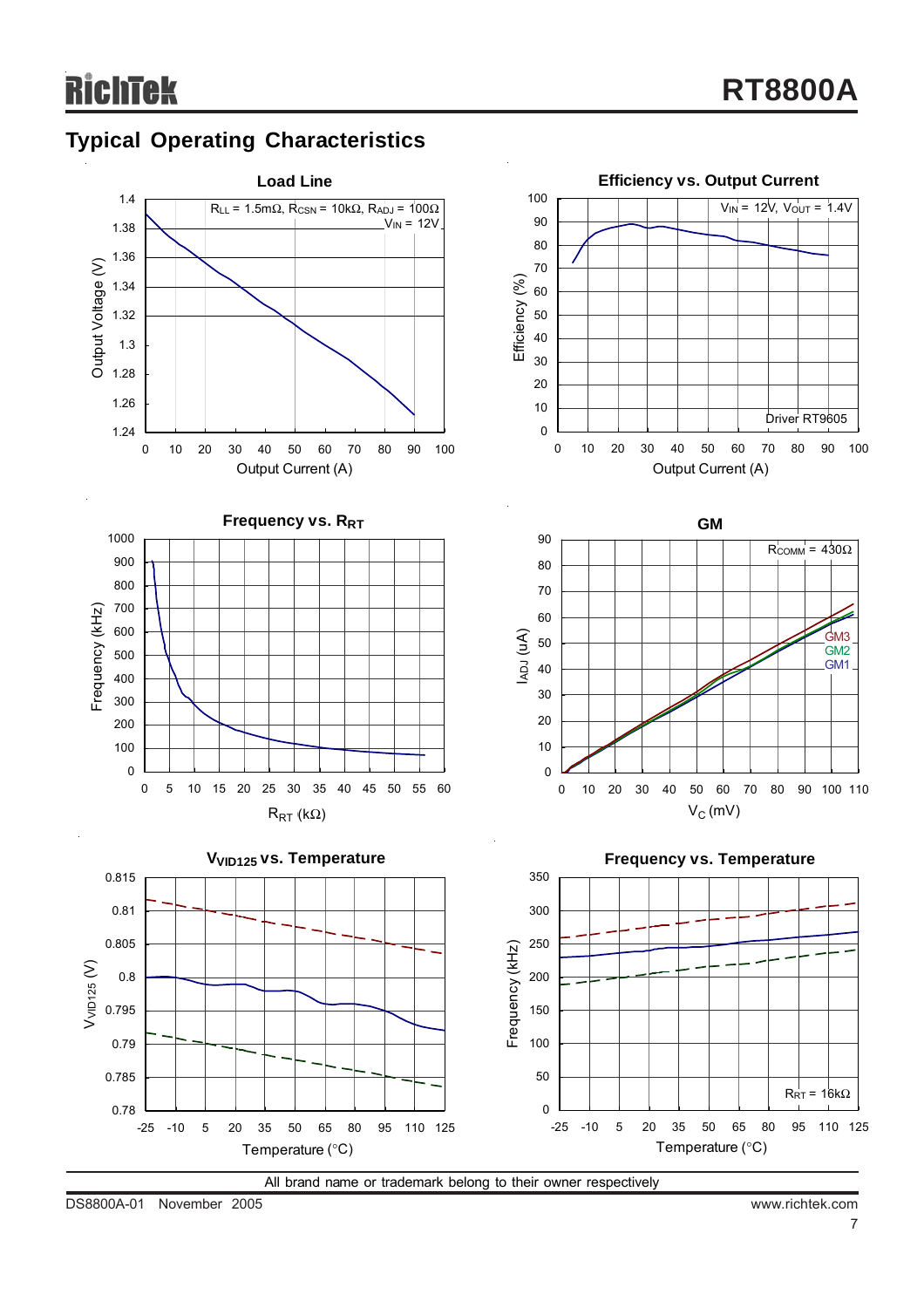## Typical Operating Characteristics

**Load Line**

$R_{LL}$ = 1.5mΩ, $R_{CSN}$ = 10kΩ, $R_{ADJ}$ = 100Ω
$V_{IN}$ = 12V

Output Voltage (V) vs. Output Current (A)

**Efficiency vs. Output Current**

$V_{IN}$ = 12V, $V_{OUT}$ = 1.4V

Driver RT9605

Efficiency (%) vs. Output Current (A)

**Frequency vs. $R_{RT}$**

Frequency (kHz) vs. $R_{RT}$ (kΩ)

**GM**

$R_{COMM}$ = 430Ω

GM3
GM2
GM1

$I_{ADJ}$ (uA) vs. $V_C$ (mV)

**$V_{VID125}$ vs. Temperature**

$V_{VID125}$ (V) vs. Temperature (°C)

**Frequency vs. Temperature**

$R_{RT}$ = 16kΩ

Frequency (kHz) vs. Temperature (°C)

All brand name or trademark belong to their owner respectively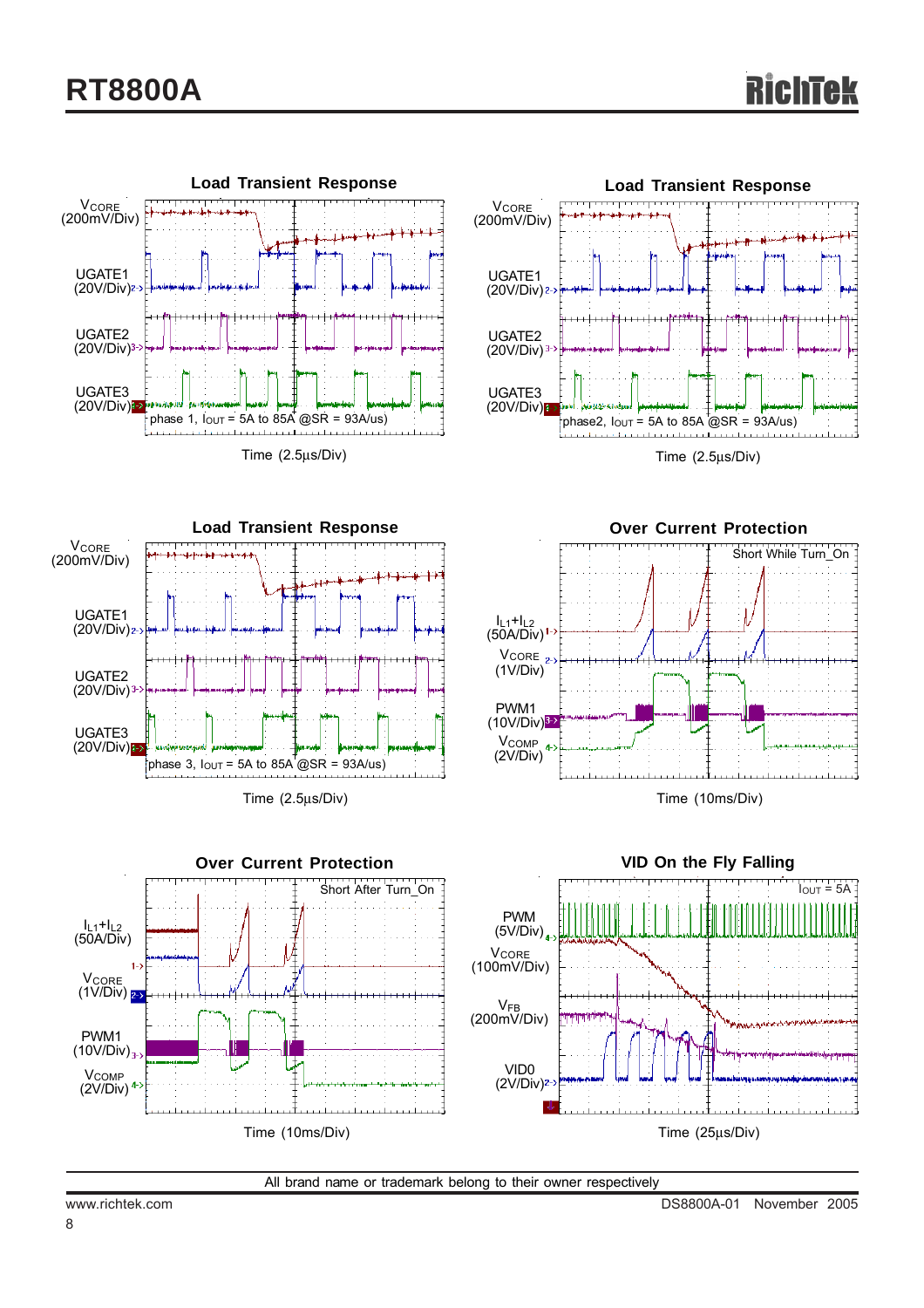### Load Transient Response

$V_{CORE}$ (200mV/Div)

UGATE1 (20V/Div)

UGATE2 (20V/Div)

UGATE3 (20V/Div)

phase 1, $I_{OUT}$ = 5A to 85A @SR = 93A/us)

Time (2.5μs/Div)

### Load Transient Response

$V_{CORE}$ (200mV/Div)

UGATE1 (20V/Div)

UGATE2 (20V/Div)

UGATE3 (20V/Div)

phase2, $I_{OUT}$ = 5A to 85A @SR = 93A/us)

Time (2.5μs/Div)

### Load Transient Response

$V_{CORE}$ (200mV/Div)

UGATE1 (20V/Div)

UGATE2 (20V/Div)

UGATE3 (20V/Div)

phase 3, $I_{OUT}$ = 5A to 85A @SR = 93A/us)

Time (2.5μs/Div)

### Over Current Protection

Short While Turn_On

$I_{L1}+I_{L2}$ (50A/Div)

$V_{CORE}$ (1V/Div)

PWM1 (10V/Div)

$V_{COMP}$ (2V/Div)

Time (10ms/Div)

### Over Current Protection

Short After Turn_On

$I_{L1}+I_{L2}$ (50A/Div)

$V_{CORE}$ (1V/Div)

PWM1 (10V/Div)

$V_{COMP}$ (2V/Div)

Time (10ms/Div)

### VID On the Fly Falling

$I_{OUT}$ = 5A

PWM (5V/Div)

$V_{CORE}$ (100mV/Div)

$V_{FB}$ (200mV/Div)

VID0 (2V/Div)

Time (25μs/Div)

All brand name or trademark belong to their owner respectively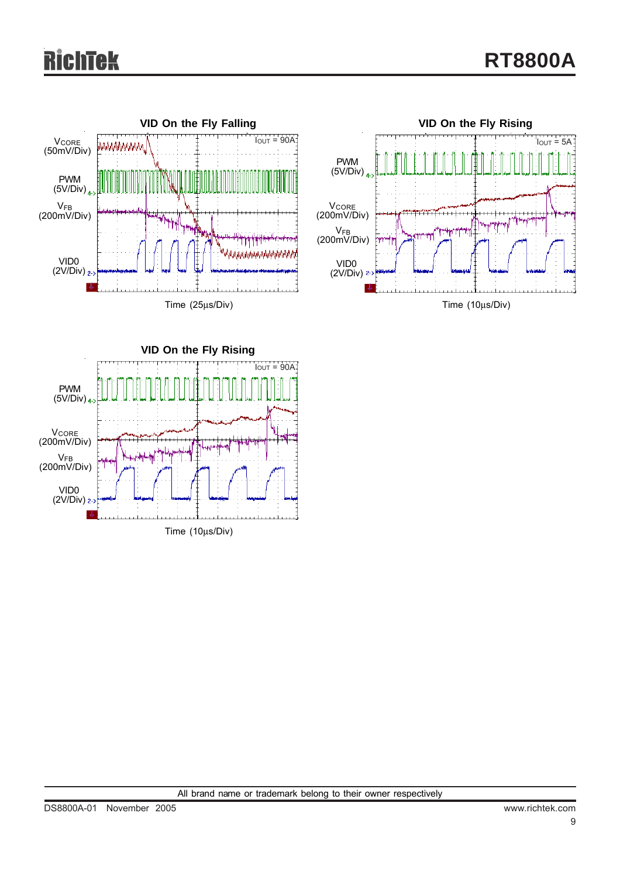VID On the Fly Falling

$I_{OUT}$ = 90A

$V_{CORE}$ (50mV/Div)

PWM (5V/Div)

$V_{FB}$ (200mV/Div)

VID0 (2V/Div)

Time (25μs/Div)

VID On the Fly Rising

$I_{OUT}$ = 5A

PWM (5V/Div)

$V_{CORE}$ (200mV/Div)

$V_{FB}$ (200mV/Div)

VID0 (2V/Div)

Time (10μs/Div)

VID On the Fly Rising

$I_{OUT}$ = 90A

PWM (5V/Div)

$V_{CORE}$ (200mV/Div)

$V_{FB}$ (200mV/Div)

VID0 (2V/Div)

Time (10μs/Div)

All brand name or trademark belong to their owner respectively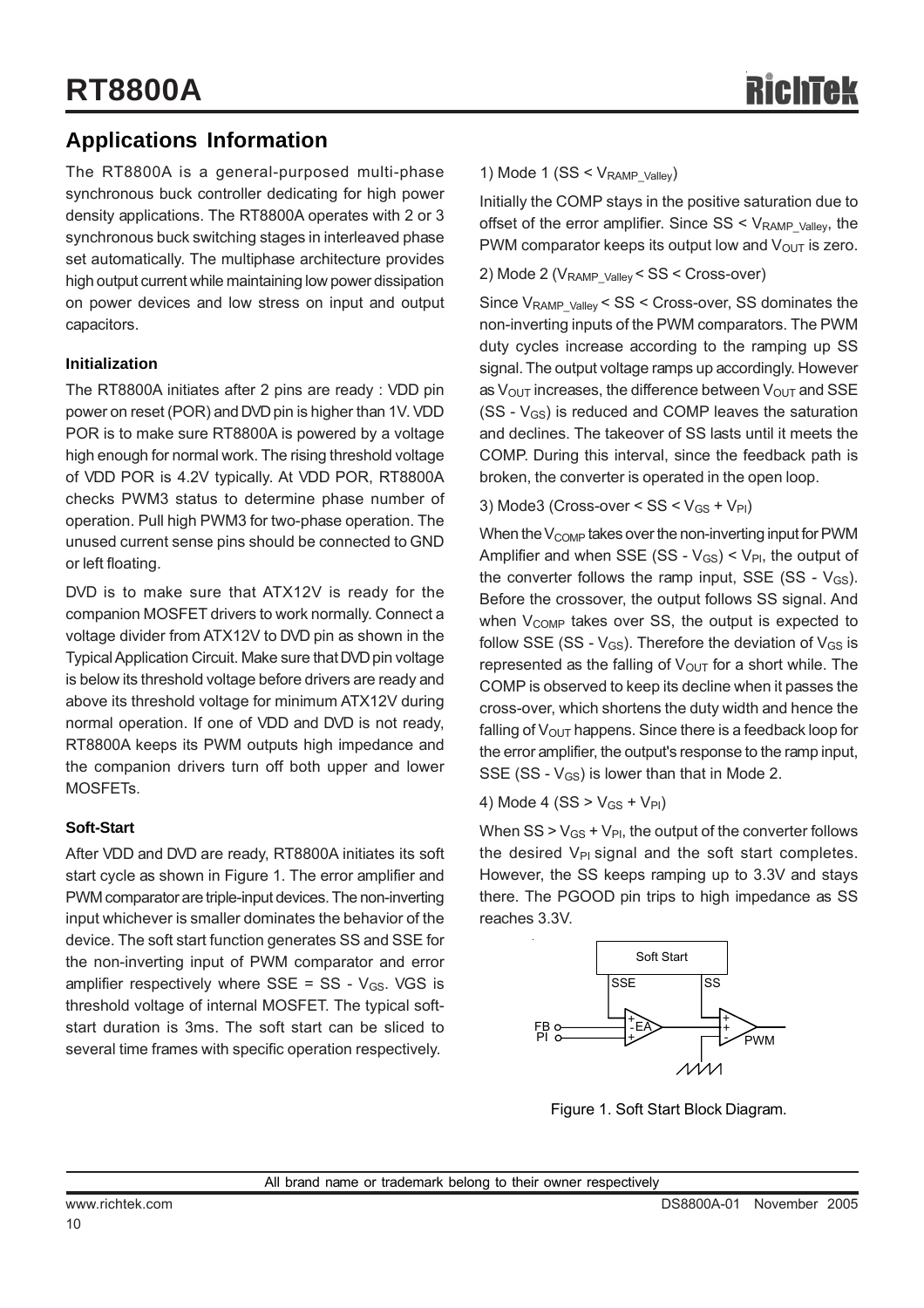## Applications Information

The RT8800A is a general-purposed multi-phase synchronous buck controller dedicating for high power density applications. The RT8800A operates with 2 or 3 synchronous buck switching stages in interleaved phase set automatically. The multiphase architecture provides high output current while maintaining low power dissipation on power devices and low stress on input and output capacitors.

### Initialization

The RT8800A initiates after 2 pins are ready : VDD pin power on reset (POR) and DVD pin is higher than 1V. VDD POR is to make sure RT8800A is powered by a voltage high enough for normal work. The rising threshold voltage of VDD POR is 4.2V typically. At VDD POR, RT8800A checks PWM3 status to determine phase number of operation. Pull high PWM3 for two-phase operation. The unused current sense pins should be connected to GND or left floating.

DVD is to make sure that ATX12V is ready for the companion MOSFET drivers to work normally. Connect a voltage divider from ATX12V to DVD pin as shown in the Typical Application Circuit. Make sure that DVD pin voltage is below its threshold voltage before drivers are ready and above its threshold voltage for minimum ATX12V during normal operation. If one of VDD and DVD is not ready, RT8800A keeps its PWM outputs high impedance and the companion drivers turn off both upper and lower MOSFETs.

### Soft-Start

After VDD and DVD are ready, RT8800A initiates its soft start cycle as shown in Figure 1. The error amplifier and PWM comparator are triple-input devices. The non-inverting input whichever is smaller dominates the behavior of the device. The soft start function generates SS and SSE for the non-inverting input of PWM comparator and error amplifier respectively where SSE = SS - $V_{GS}$. VGS is threshold voltage of internal MOSFET. The typical soft-start duration is 3ms. The soft start can be sliced to several time frames with specific operation respectively.

1) Mode 1 (SS < $V_{RAMP\_Valley}$)

Initially the COMP stays in the positive saturation due to offset of the error amplifier. Since SS < $V_{RAMP\_Valley}$, the PWM comparator keeps its output low and $V_{OUT}$ is zero.

2) Mode 2 ($V_{RAMP\_Valley}$ < SS < Cross-over)

Since $V_{RAMP\_Valley}$ < SS < Cross-over, SS dominates the non-inverting inputs of the PWM comparators. The PWM duty cycles increase according to the ramping up SS signal. The output voltage ramps up accordingly. However as $V_{OUT}$ increases, the difference between $V_{OUT}$ and SSE (SS - $V_{GS}$) is reduced and COMP leaves the saturation and declines. The takeover of SS lasts until it meets the COMP. During this interval, since the feedback path is broken, the converter is operated in the open loop.

3) Mode3 (Cross-over < SS < $V_{GS}$ + $V_{PI}$)

When the $V_{COMP}$ takes over the non-inverting input for PWM Amplifier and when SSE (SS - $V_{GS}$) < $V_{PI}$, the output of the converter follows the ramp input, SSE (SS - $V_{GS}$). Before the crossover, the output follows SS signal. And when $V_{COMP}$ takes over SS, the output is expected to follow SSE (SS - $V_{GS}$). Therefore the deviation of $V_{GS}$ is represented as the falling of $V_{OUT}$ for a short while. The COMP is observed to keep its decline when it passes the cross-over, which shortens the duty width and hence the falling of $V_{OUT}$ happens. Since there is a feedback loop for the error amplifier, the output's response to the ramp input, SSE (SS - $V_{GS}$) is lower than that in Mode 2.

4) Mode 4 (SS > $V_{GS}$ + $V_{PI}$)

When SS > $V_{GS}$ + $V_{PI}$, the output of the converter follows the desired $V_{PI}$ signal and the soft start completes. However, the SS keeps ramping up to 3.3V and stays there. The PGOOD pin trips to high impedance as SS reaches 3.3V.

Figure 1. Soft Start Block Diagram.

All brand name or trademark belong to their owner respectively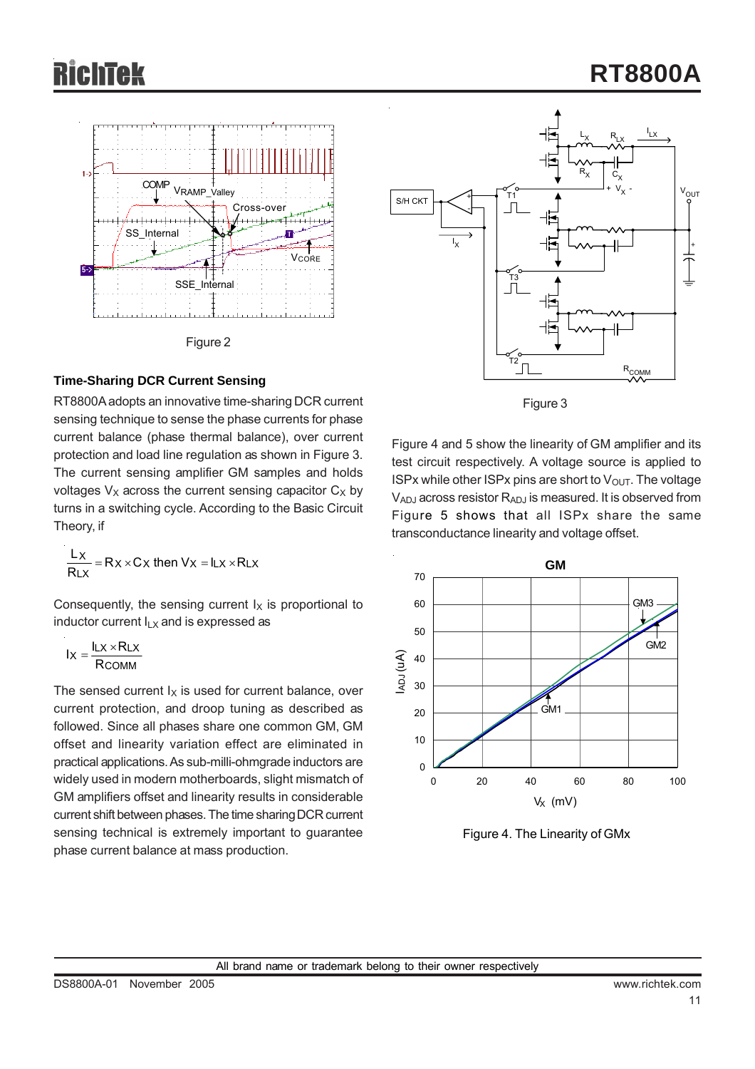Figure 2

### Time-Sharing DCR Current Sensing

RT8800A adopts an innovative time-sharing DCR current sensing technique to sense the phase currents for phase current balance (phase thermal balance), over current protection and load line regulation as shown in Figure 3. The current sensing amplifier GM samples and holds voltages $V_X$ across the current sensing capacitor $C_X$ by turns in a switching cycle. According to the Basic Circuit Theory, if

$$\frac{L_X}{R_{LX}} = R_X \times C_X \text{ then } V_X = I_{LX} \times R_{LX}$$

Consequently, the sensing current $I_X$ is proportional to inductor current $I_{LX}$ and is expressed as

$$I_X = \frac{I_{LX} \times R_{LX}}{R_{COMM}}$$

The sensed current $I_X$ is used for current balance, over current protection, and droop tuning as described as followed. Since all phases share one common GM, GM offset and linearity variation effect are eliminated in practical applications. As sub-milli-ohmgrade inductors are widely used in modern motherboards, slight mismatch of GM amplifiers offset and linearity results in considerable current shift between phases. The time sharing DCR current sensing technical is extremely important to guarantee phase current balance at mass production.

Figure 3

Figure 4 and 5 show the linearity of GM amplifier and its test circuit respectively. A voltage source is applied to ISPx while other ISPx pins are short to $V_{OUT}$. The voltage $V_{ADJ}$ across resistor $R_{ADJ}$ is measured. It is observed from Figure 5 shows that all ISPx share the same transconductance linearity and voltage offset.

Figure 4. The Linearity of GMx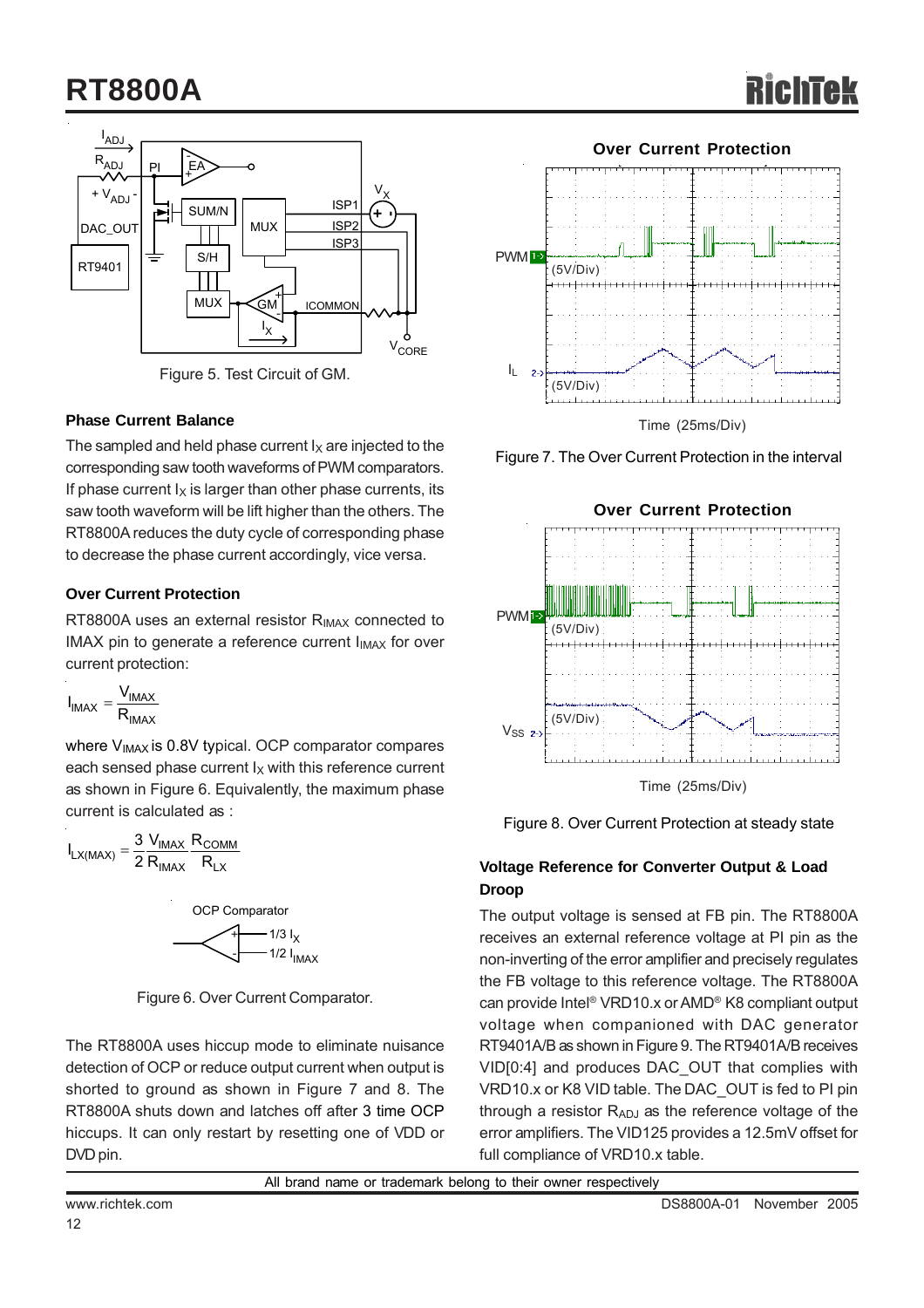Figure 5. Test Circuit of GM.

### Phase Current Balance

The sampled and held phase current $I_X$ are injected to the corresponding saw tooth waveforms of PWM comparators. If phase current $I_X$ is larger than other phase currents, its saw tooth waveform will be lift higher than the others. The RT8800A reduces the duty cycle of corresponding phase to decrease the phase current accordingly, vice versa.

### Over Current Protection

RT8800A uses an external resistor $R_{IMAX}$ connected to IMAX pin to generate a reference current $I_{IMAX}$ for over current protection:

$$I_{IMAX} = \frac{V_{IMAX}}{R_{IMAX}}$$

where $V_{IMAX}$ is 0.8V typical. OCP comparator compares each sensed phase current $I_X$ with this reference current as shown in Figure 6. Equivalently, the maximum phase current is calculated as :

$$I_{LX(MAX)} = \frac{3}{2}\frac{V_{IMAX}}{R_{IMAX}}\frac{R_{COMM}}{R_{LX}}$$

Figure 6. Over Current Comparator.

The RT8800A uses hiccup mode to eliminate nuisance detection of OCP or reduce output current when output is shorted to ground as shown in Figure 7 and 8. The RT8800A shuts down and latches off after 3 time OCP hiccups. It can only restart by resetting one of VDD or DVD pin.

Figure 7. The Over Current Protection in the interval

Figure 8. Over Current Protection at steady state

### Voltage Reference for Converter Output & Load Droop

The output voltage is sensed at FB pin. The RT8800A receives an external reference voltage at PI pin as the non-inverting of the error amplifier and precisely regulates the FB voltage to this reference voltage. The RT8800A can provide Intel® VRD10.x or AMD® K8 compliant output voltage when companioned with DAC generator RT9401A/B as shown in Figure 9. The RT9401A/B receives VID[0:4] and produces DAC_OUT that complies with VRD10.x or K8 VID table. The DAC_OUT is fed to PI pin through a resistor $R_{ADJ}$ as the reference voltage of the error amplifiers. The VID125 provides a 12.5mV offset for full compliance of VRD10.x table.

All brand name or trademark belong to their owner respectively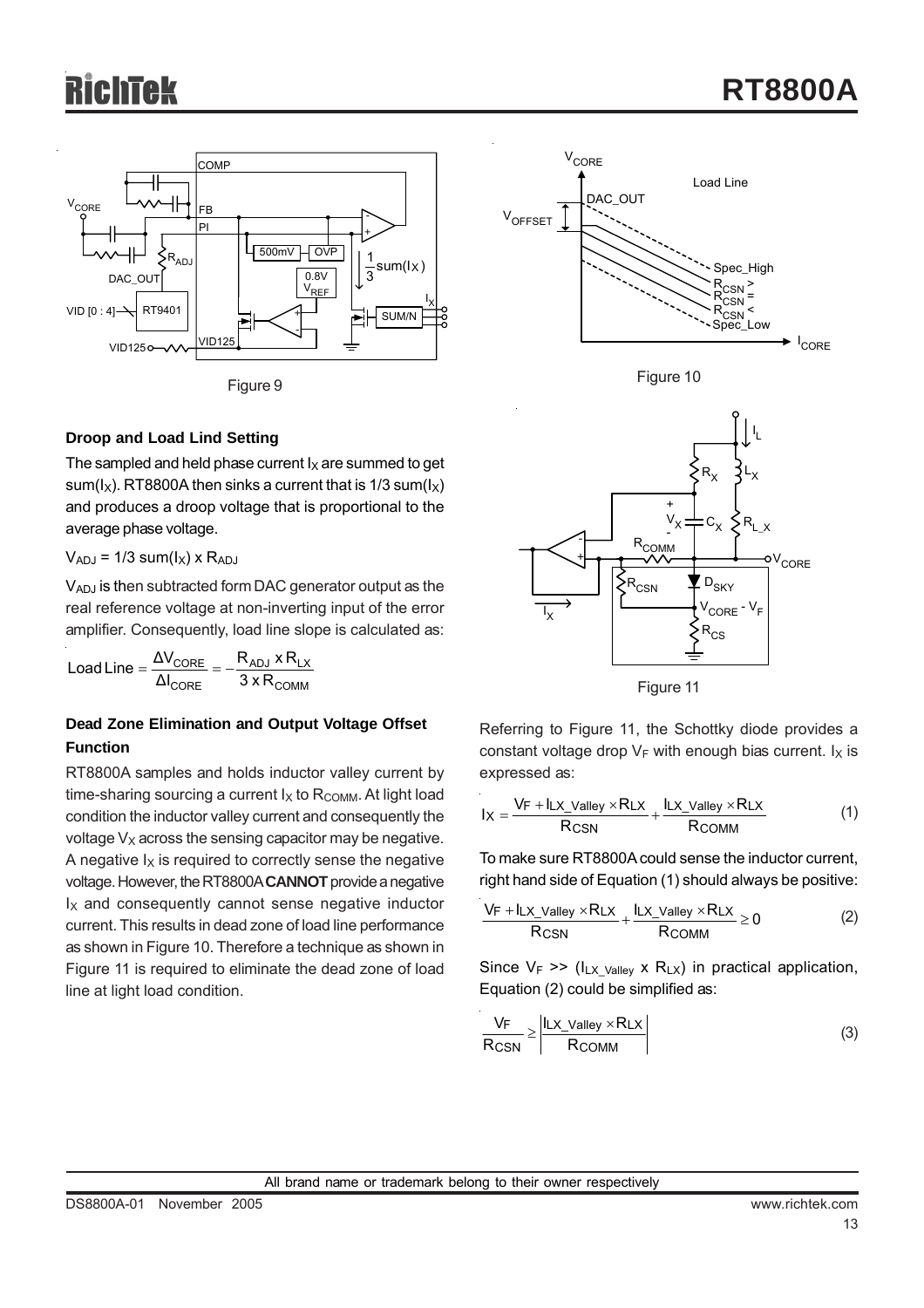Figure 9

Figure 10

Figure 11

### Droop and Load Lind Setting

The sampled and held phase current $I_X$ are summed to get sum($I_X$). RT8800A then sinks a current that is 1/3 sum($I_X$) and produces a droop voltage that is proportional to the average phase voltage.

$V_{ADJ}$ = 1/3 sum($I_X$) x $R_{ADJ}$

$V_{ADJ}$ is then subtracted form DAC generator output as the real reference voltage at non-inverting input of the error amplifier. Consequently, load line slope is calculated as:

$$\text{Load Line} = \frac{\Delta V_{CORE}}{\Delta I_{CORE}} = -\frac{R_{ADJ} \times R_{LX}}{3 \times R_{COMM}}$$

### Dead Zone Elimination and Output Voltage Offset Function

RT8800A samples and holds inductor valley current by time-sharing sourcing a current $I_X$ to $R_{COMM}$. At light load condition the inductor valley current and consequently the voltage $V_X$ across the sensing capacitor may be negative. A negative $I_X$ is required to correctly sense the negative voltage. However, the RT8800A **CANNOT** provide a negative $I_X$ and consequently cannot sense negative inductor current. This results in dead zone of load line performance as shown in Figure 10. Therefore a technique as shown in Figure 11 is required to eliminate the dead zone of load line at light load condition.

Referring to Figure 11, the Schottky diode provides a constant voltage drop $V_F$ with enough bias current. $I_X$ is expressed as:

$$I_X = \frac{V_F + I_{LX\_Valley} \times R_{LX}}{R_{CSN}} + \frac{I_{LX\_Valley} \times R_{LX}}{R_{COMM}} \quad (1)$$

To make sure RT8800A could sense the inductor current, right hand side of Equation (1) should always be positive:

$$\frac{V_F + I_{LX\_Valley} \times R_{LX}}{R_{CSN}} + \frac{I_{LX\_Valley} \times R_{LX}}{R_{COMM}} \geq 0 \quad (2)$$

Since $V_F$ >> ($I_{LX\_Valley}$ x $R_{LX}$) in practical application, Equation (2) could be simplified as:

$$\frac{V_F}{R_{CSN}} \geq \left| \frac{I_{LX\_Valley} \times R_{LX}}{R_{COMM}} \right| \quad (3)$$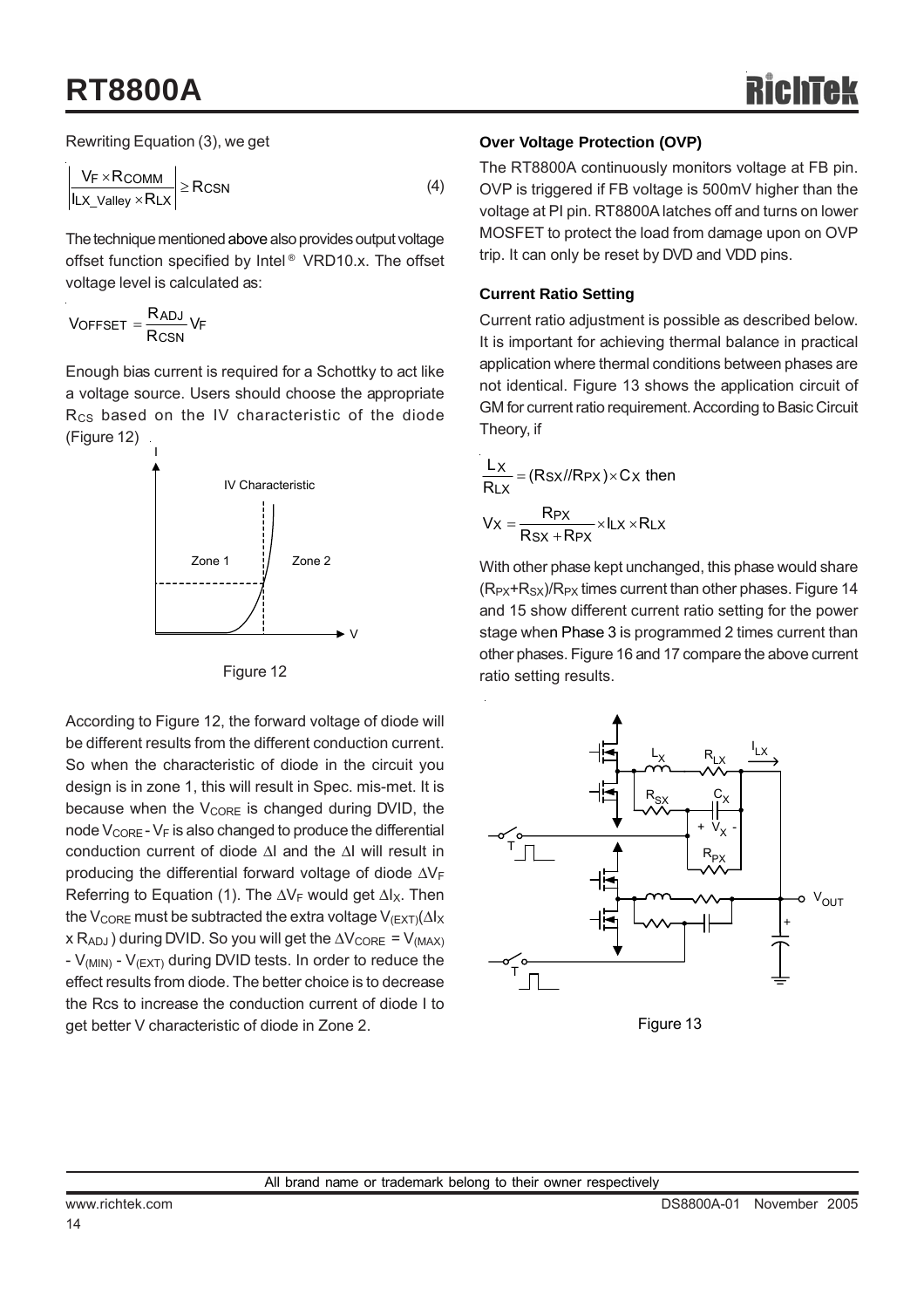Rewriting Equation (3), we get

$$\left|\frac{V_F \times R_{COMM}}{I_{LX\_Valley} \times R_{LX}}\right| \geq R_{CSN} \tag{4}$$

The technique mentioned above also provides output voltage offset function specified by Intel® VRD10.x. The offset voltage level is calculated as:

$$V_{OFFSET} = \frac{R_{ADJ}}{R_{CSN}} V_F$$

Enough bias current is required for a Schottky to act like a voltage source. Users should choose the appropriate $R_{CS}$ based on the IV characteristic of the diode (Figure 12)

Figure 12

According to Figure 12, the forward voltage of diode will be different results from the different conduction current. So when the characteristic of diode in the circuit you design is in zone 1, this will result in Spec. mis-met. It is because when the $V_{CORE}$ is changed during DVID, the node $V_{CORE}$ - $V_F$ is also changed to produce the differential conduction current of diode $\Delta I$ and the $\Delta I$ will result in producing the differential forward voltage of diode $\Delta V_F$ Referring to Equation (1). The $\Delta V_F$ would get $\Delta I_X$. Then the $V_{CORE}$ must be subtracted the extra voltage $V_{(EXT)}(\Delta I_X \times R_{ADJ})$ during DVID. So you will get the $\Delta V_{CORE} = V_{(MAX)} - V_{(MIN)} - V_{(EXT)}$ during DVID tests. In order to reduce the effect results from diode. The better choice is to decrease the Rcs to increase the conduction current of diode I to get better V characteristic of diode in Zone 2.

### Over Voltage Protection (OVP)

The RT8800A continuously monitors voltage at FB pin. OVP is triggered if FB voltage is 500mV higher than the voltage at PI pin. RT8800A latches off and turns on lower MOSFET to protect the load from damage upon on OVP trip. It can only be reset by DVD and VDD pins.

### Current Ratio Setting

Current ratio adjustment is possible as described below. It is important for achieving thermal balance in practical application where thermal conditions between phases are not identical. Figure 13 shows the application circuit of GM for current ratio requirement. According to Basic Circuit Theory, if

$$\frac{L_X}{R_{LX}} = (R_{SX} // R_{PX}) \times C_X \text{ then}$$

$$V_X = \frac{R_{PX}}{R_{SX} + R_{PX}} \times I_{LX} \times R_{LX}$$

With other phase kept unchanged, this phase would share $(R_{PX}+R_{SX})/R_{PX}$ times current than other phases. Figure 14 and 15 show different current ratio setting for the power stage when Phase 3 is programmed 2 times current than other phases. Figure 16 and 17 compare the above current ratio setting results.

Figure 13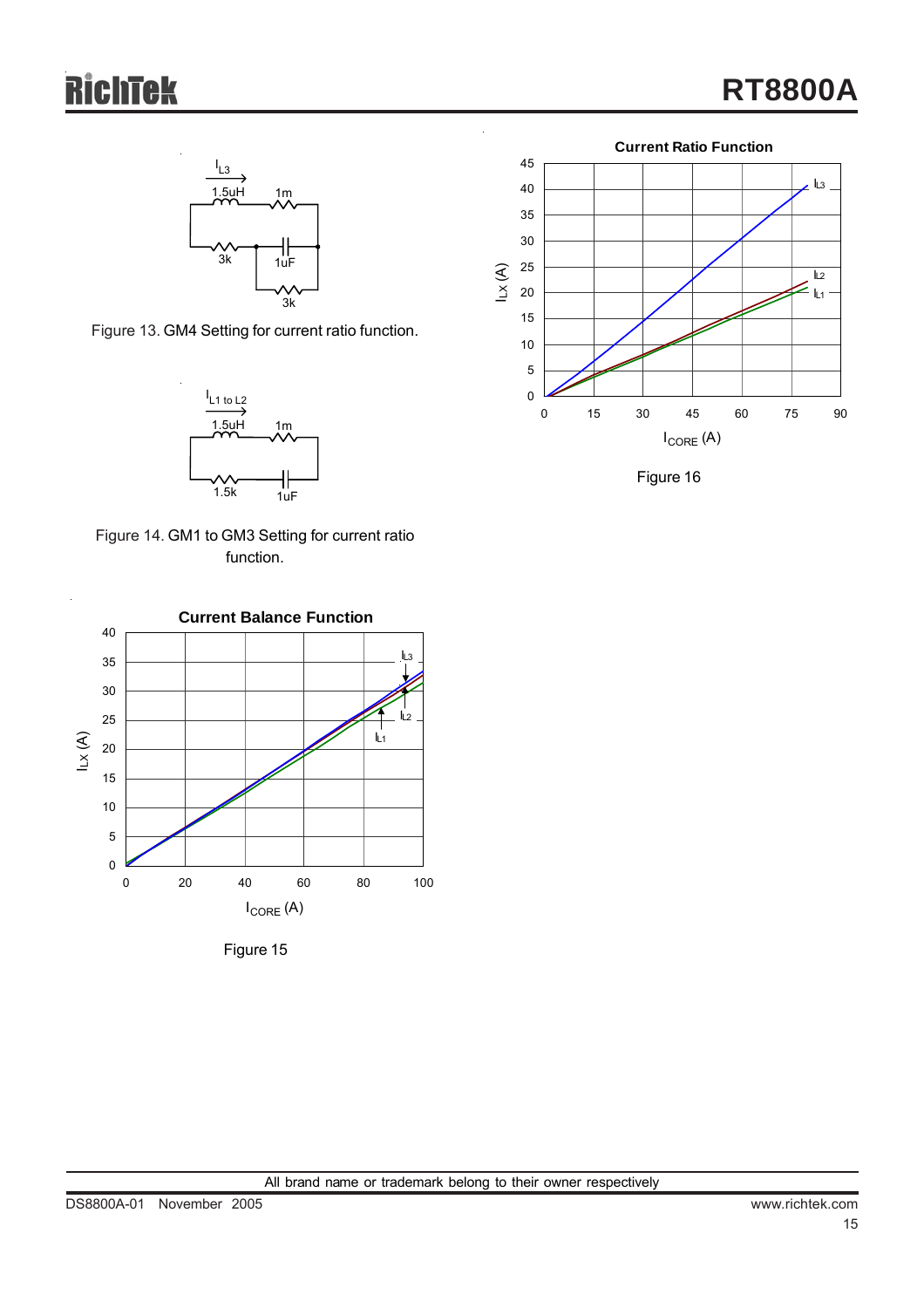Figure 13. GM4 Setting for current ratio function.

Figure 14. GM1 to GM3 Setting for current ratio function.

**Current Balance Function**

Figure 15

**Current Ratio Function**

Figure 16

All brand name or trademark belong to their owner respectively

DS8800A-01 November 2005

www.richtek.com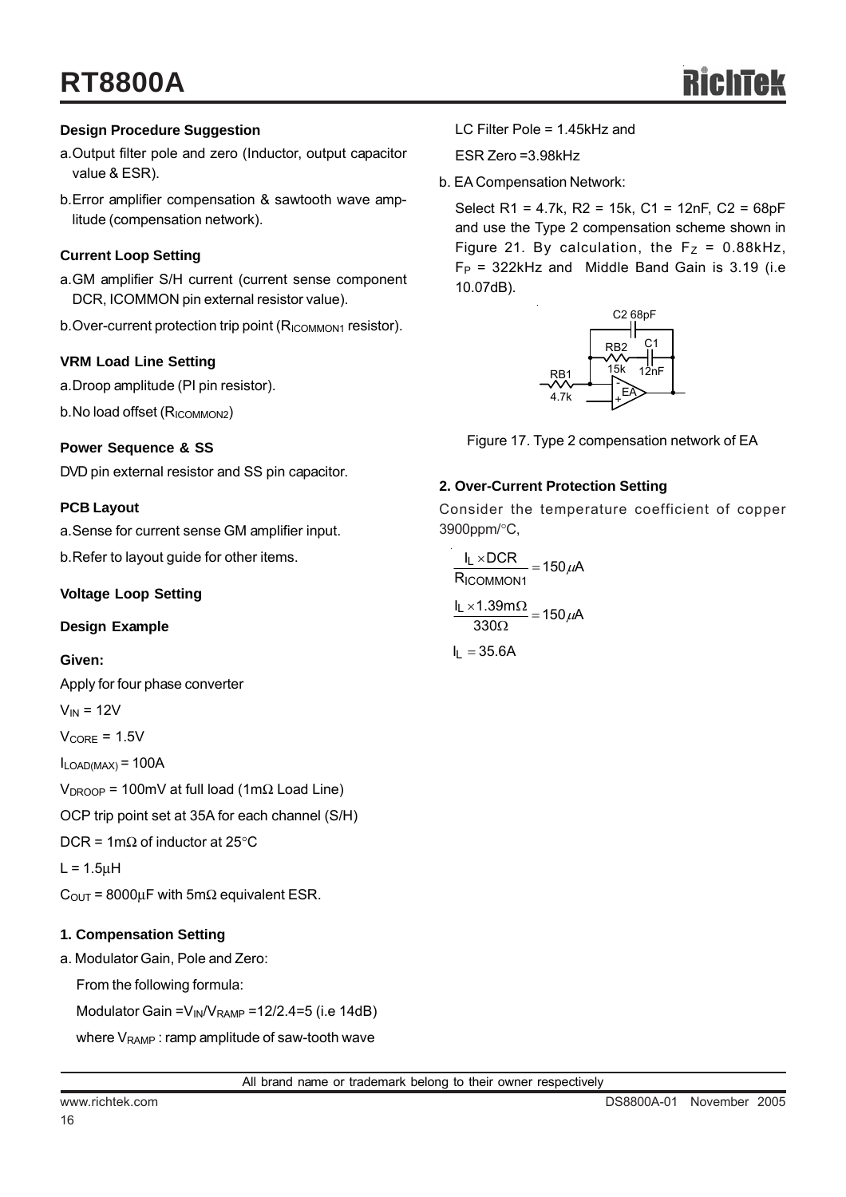### Design Procedure Suggestion

a. Output filter pole and zero (Inductor, output capacitor value & ESR).

b. Error amplifier compensation & sawtooth wave amplitude (compensation network).

### Current Loop Setting

a. GM amplifier S/H current (current sense component DCR, ICOMMON pin external resistor value).

b. Over-current protection trip point ($R_{ICOMMON1}$ resistor).

### VRM Load Line Setting

a. Droop amplitude (PI pin resistor).

b. No load offset ($R_{ICOMMON2}$)

### Power Sequence & SS

DVD pin external resistor and SS pin capacitor.

### PCB Layout

a. Sense for current sense GM amplifier input.

b. Refer to layout guide for other items.

### Voltage Loop Setting

### Design Example

### Given:

Apply for four phase converter

$V_{IN}$ = 12V

$V_{CORE}$ = 1.5V

$I_{LOAD(MAX)}$ = 100A

$V_{DROOP}$ = 100mV at full load (1mΩ Load Line)

OCP trip point set at 35A for each channel (S/H)

DCR = 1mΩ of inductor at 25°C

L = 1.5μH

$C_{OUT}$ = 8000μF with 5mΩ equivalent ESR.

### 1. Compensation Setting

a. Modulator Gain, Pole and Zero:

From the following formula:

Modulator Gain = $V_{IN}/V_{RAMP}$ = 12/2.4 = 5 (i.e 14dB)

where $V_{RAMP}$ : ramp amplitude of saw-tooth wave

LC Filter Pole = 1.45kHz and

ESR Zero = 3.98kHz

b. EA Compensation Network:

Select R1 = 4.7k, R2 = 15k, C1 = 12nF, C2 = 68pF and use the Type 2 compensation scheme shown in Figure 21. By calculation, the $F_Z$ = 0.88kHz, $F_P$ = 322kHz and Middle Band Gain is 3.19 (i.e 10.07dB).

Figure 17. Type 2 compensation network of EA

### 2. Over-Current Protection Setting

Consider the temperature coefficient of copper 3900ppm/°C,

$$\frac{I_L \times DCR}{R_{ICOMMON1}} = 150\mu A$$

$$\frac{I_L \times 1.39m\Omega}{330\Omega} = 150\mu A$$

$$I_L = 35.6A$$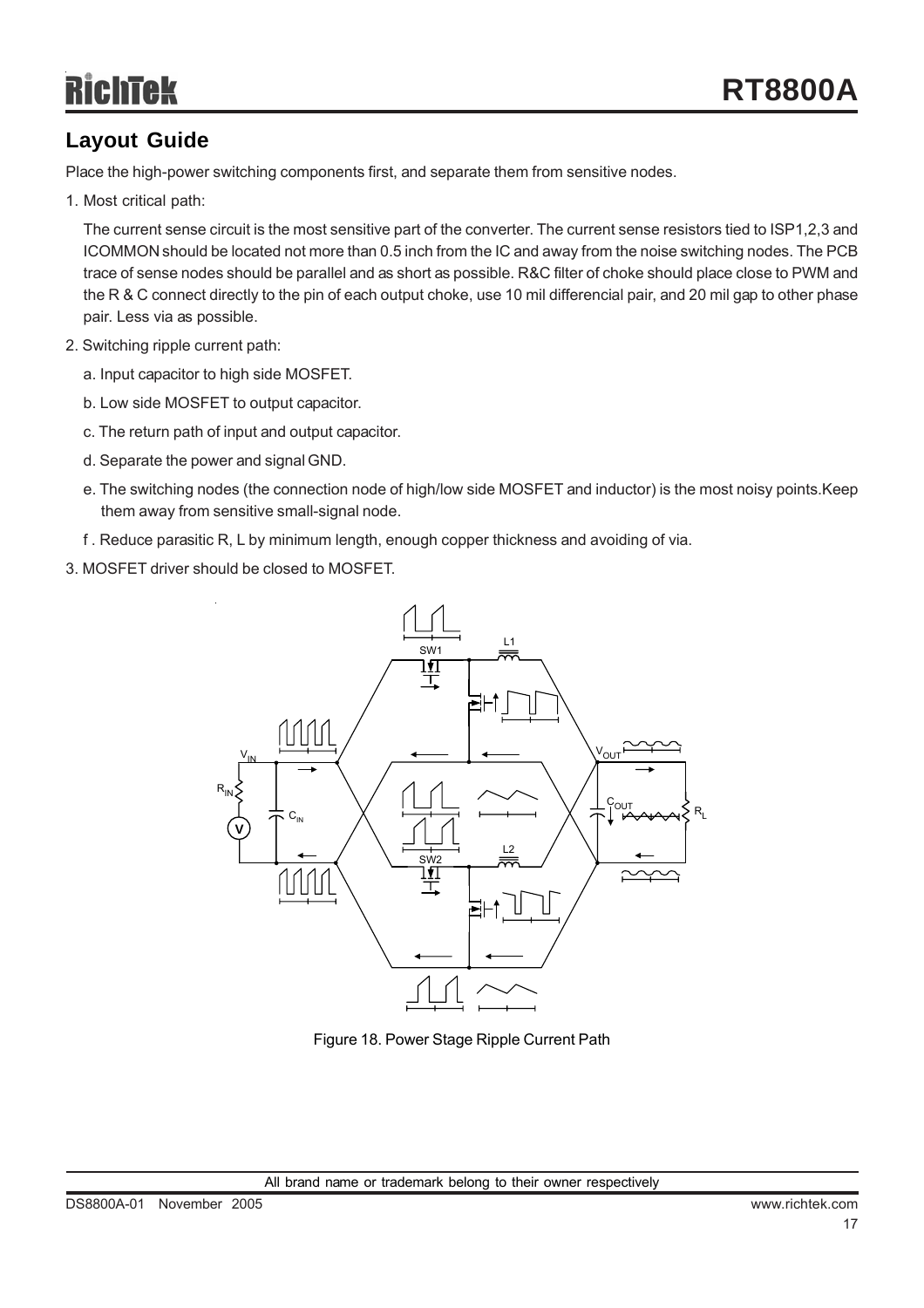## Layout Guide

Place the high-power switching components first, and separate them from sensitive nodes.

1. Most critical path:

   The current sense circuit is the most sensitive part of the converter. The current sense resistors tied to ISP1,2,3 and ICOMMON should be located not more than 0.5 inch from the IC and away from the noise switching nodes. The PCB trace of sense nodes should be parallel and as short as possible. R&C filter of choke should place close to PWM and the R & C connect directly to the pin of each output choke, use 10 mil differencial pair, and 20 mil gap to other phase pair. Less via as possible.

2. Switching ripple current path:

   a. Input capacitor to high side MOSFET.

   b. Low side MOSFET to output capacitor.

   c. The return path of input and output capacitor.

   d. Separate the power and signal GND.

   e. The switching nodes (the connection node of high/low side MOSFET and inductor) is the most noisy points.Keep them away from sensitive small-signal node.

   f . Reduce parasitic R, L by minimum length, enough copper thickness and avoiding of via.

3. MOSFET driver should be closed to MOSFET.

Figure 18. Power Stage Ripple Current Path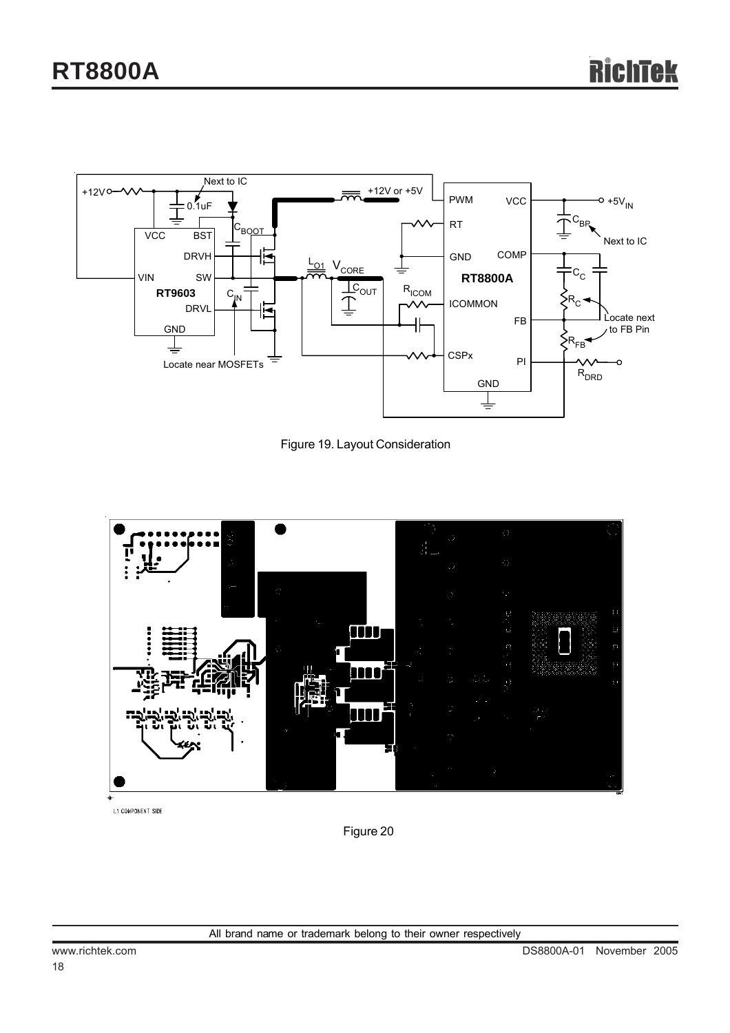Figure 19. Layout Consideration

Figure 20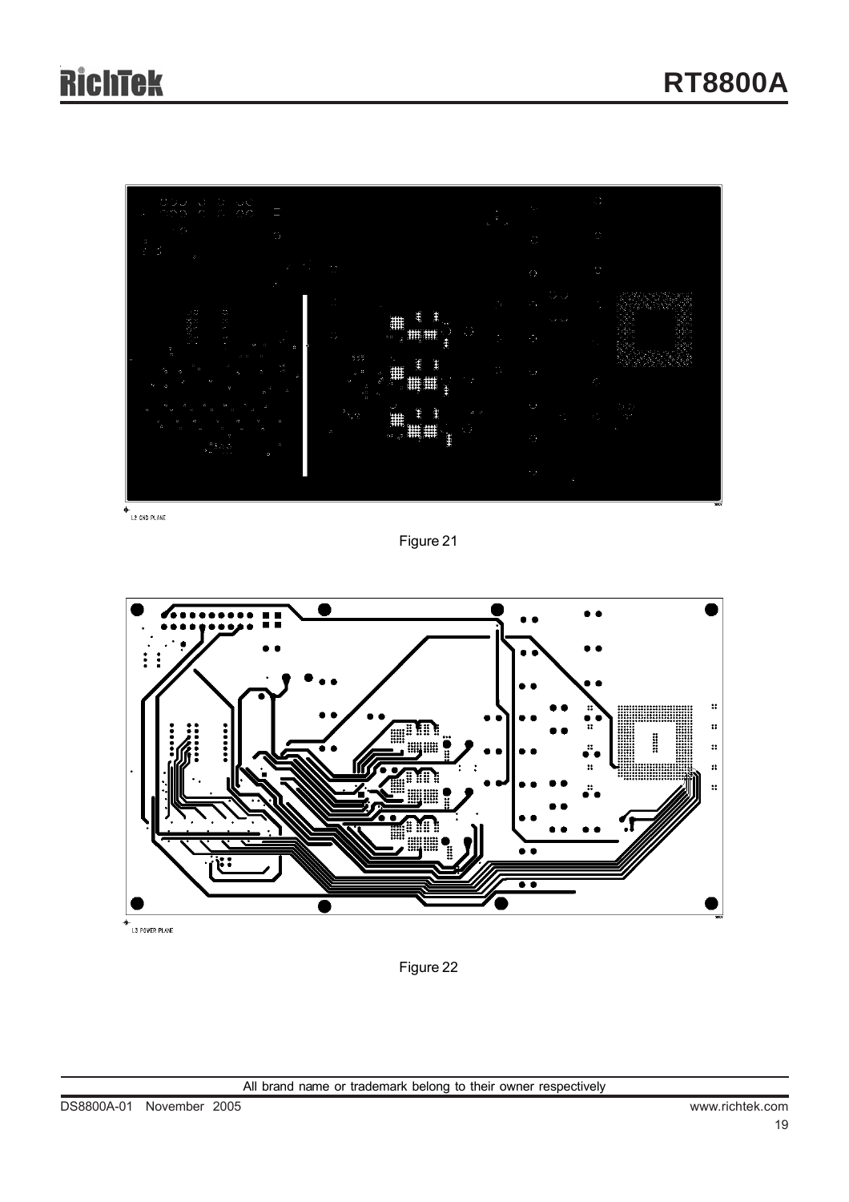L2 GND PLANE

Figure 21

L3 POWER PLANE

Figure 22

All brand name or trademark belong to their owner respectively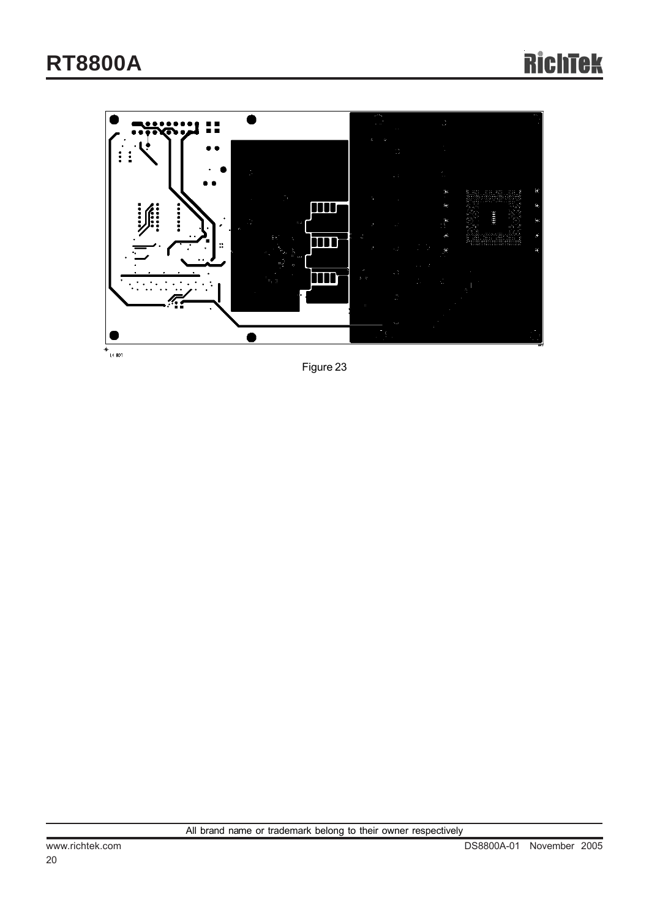Figure 23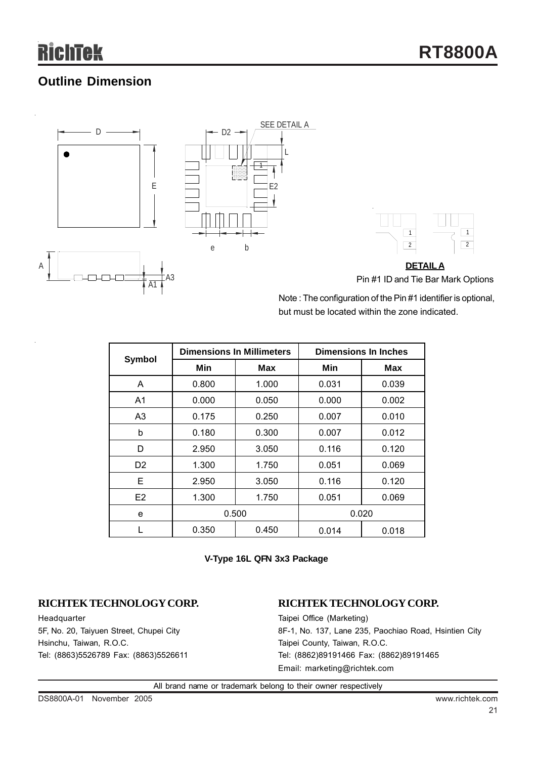## Outline Dimension

SEE DETAIL A

D

E

D2

L

E2

e

b

A

A1

A3

1

2

**DETAIL A**

Pin #1 ID and Tie Bar Mark Options

Note : The configuration of the Pin #1 identifier is optional, but must be located within the zone indicated.

| Symbol | Dimensions In Millimeters | | Dimensions In Inches | |
|---|---|---|---|---|
| | Min | Max | Min | Max |
| A | 0.800 | 1.000 | 0.031 | 0.039 |
| A1 | 0.000 | 0.050 | 0.000 | 0.002 |
| A3 | 0.175 | 0.250 | 0.007 | 0.010 |
| b | 0.180 | 0.300 | 0.007 | 0.012 |
| D | 2.950 | 3.050 | 0.116 | 0.120 |
| D2 | 1.300 | 1.750 | 0.051 | 0.069 |
| E | 2.950 | 3.050 | 0.116 | 0.120 |
| E2 | 1.300 | 1.750 | 0.051 | 0.069 |
| e | 0.500 | | 0.020 | |
| L | 0.350 | 0.450 | 0.014 | 0.018 |

**V-Type 16L QFN 3x3 Package**

**RICHTEK TECHNOLOGY CORP.**

Headquarter
5F, No. 20, Taiyuen Street, Chupei City
Hsinchu, Taiwan, R.O.C.
Tel: (8863)5526789 Fax: (8863)5526611

**RICHTEK TECHNOLOGY CORP.**

Taipei Office (Marketing)
8F-1, No. 137, Lane 235, Paochiao Road, Hsintien City
Taipei County, Taiwan, R.O.C.
Tel: (8862)89191466 Fax: (8862)89191465
Email: marketing@richtek.com

All brand name or trademark belong to their owner respectively